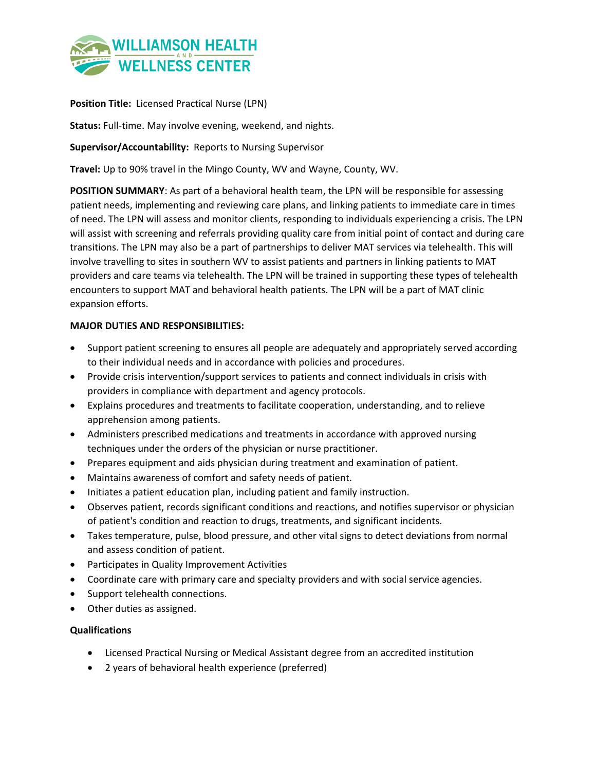WILLIAMSON HEALTH AND WELLNESS CENTER

**Position Title:** Licensed Practical Nurse (LPN)

**Status:** Full-time. May involve evening, weekend, and nights.

**Supervisor/Accountability:** Reports to Nursing Supervisor

**Travel:** Up to 90% travel in the Mingo County, WV and Wayne, County, WV.

**POSITION SUMMARY**: As part of a behavioral health team, the LPN will be responsible for assessing patient needs, implementing and reviewing care plans, and linking patients to immediate care in times of need. The LPN will assess and monitor clients, responding to individuals experiencing a crisis. The LPN will assist with screening and referrals providing quality care from initial point of contact and during care transitions. The LPN may also be a part of partnerships to deliver MAT services via telehealth. This will involve travelling to sites in southern WV to assist patients and partners in linking patients to MAT providers and care teams via telehealth. The LPN will be trained in supporting these types of telehealth encounters to support MAT and behavioral health patients. The LPN will be a part of MAT clinic expansion efforts.

**MAJOR DUTIES AND RESPONSIBILITIES:**

- Support patient screening to ensures all people are adequately and appropriately served according to their individual needs and in accordance with policies and procedures.
- Provide crisis intervention/support services to patients and connect individuals in crisis with providers in compliance with department and agency protocols.
- Explains procedures and treatments to facilitate cooperation, understanding, and to relieve apprehension among patients.
- Administers prescribed medications and treatments in accordance with approved nursing techniques under the orders of the physician or nurse practitioner.
- Prepares equipment and aids physician during treatment and examination of patient.
- Maintains awareness of comfort and safety needs of patient.
- Initiates a patient education plan, including patient and family instruction.
- Observes patient, records significant conditions and reactions, and notifies supervisor or physician of patient's condition and reaction to drugs, treatments, and significant incidents.
- Takes temperature, pulse, blood pressure, and other vital signs to detect deviations from normal and assess condition of patient.
- Participates in Quality Improvement Activities
- Coordinate care with primary care and specialty providers and with social service agencies.
- Support telehealth connections.
- Other duties as assigned.

**Qualifications**

- Licensed Practical Nursing or Medical Assistant degree from an accredited institution
- 2 years of behavioral health experience (preferred)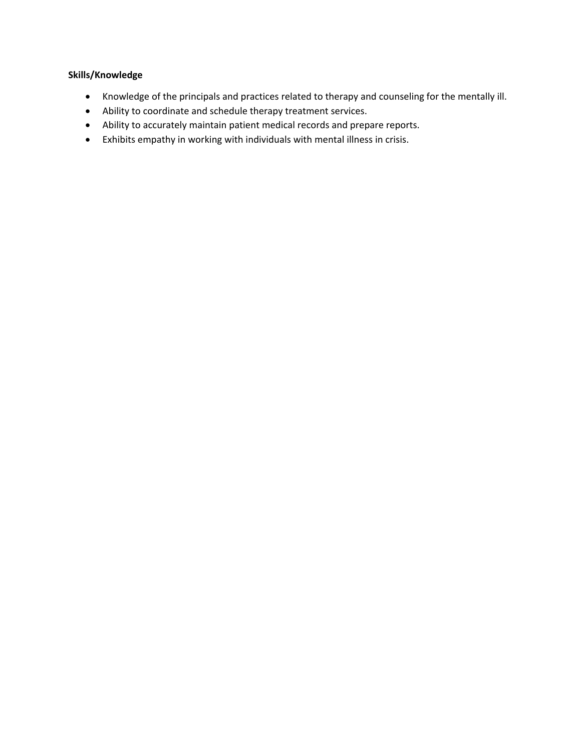**Skills/Knowledge**

- Knowledge of the principals and practices related to therapy and counseling for the mentally ill.
- Ability to coordinate and schedule therapy treatment services.
- Ability to accurately maintain patient medical records and prepare reports.
- Exhibits empathy in working with individuals with mental illness in crisis.